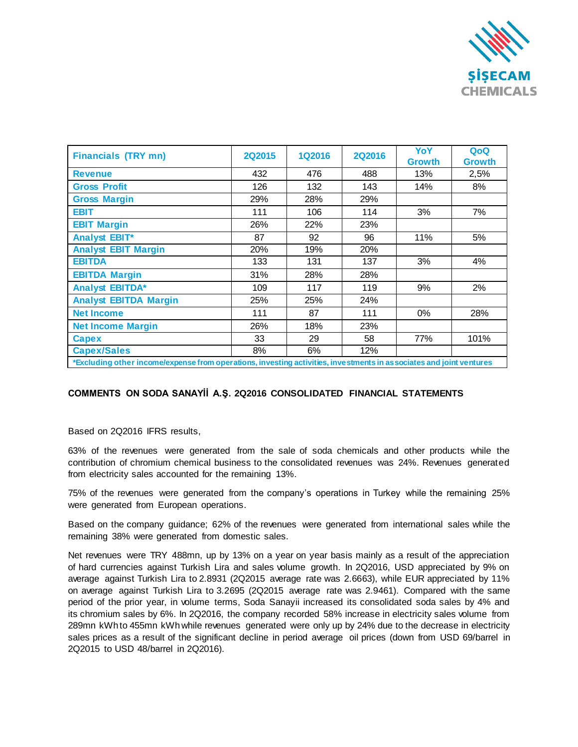ŞİŞECAM CHEMICALS

| Financials (TRY mn) | 2Q2015 | 1Q2016 | 2Q2016 | YoY Growth | QoQ Growth |
|---|---|---|---|---|---|
| Revenue | 432 | 476 | 488 | 13% | 2,5% |
| Gross Profit | 126 | 132 | 143 | 14% | 8% |
| Gross Margin | 29% | 28% | 29% | | |
| EBIT | 111 | 106 | 114 | 3% | 7% |
| EBIT Margin | 26% | 22% | 23% | | |
| Analyst EBIT* | 87 | 92 | 96 | 11% | 5% |
| Analyst EBIT Margin | 20% | 19% | 20% | | |
| EBITDA | 133 | 131 | 137 | 3% | 4% |
| EBITDA Margin | 31% | 28% | 28% | | |
| Analyst EBITDA* | 109 | 117 | 119 | 9% | 2% |
| Analyst EBITDA Margin | 25% | 25% | 24% | | |
| Net Income | 111 | 87 | 111 | 0% | 28% |
| Net Income Margin | 26% | 18% | 23% | | |
| Capex | 33 | 29 | 58 | 77% | 101% |
| Capex/Sales | 8% | 6% | 12% | | |

*Excluding other income/expense from operations, investing activities, investments in associates and joint ventures

**COMMENTS ON SODA SANAYİİ A.Ş. 2Q2016 CONSOLIDATED FINANCIAL STATEMENTS**

Based on 2Q2016 IFRS results,

63% of the revenues were generated from the sale of soda chemicals and other products while the contribution of chromium chemical business to the consolidated revenues was 24%. Revenues generated from electricity sales accounted for the remaining 13%.

75% of the revenues were generated from the company's operations in Turkey while the remaining 25% were generated from European operations.

Based on the company guidance; 62% of the revenues were generated from international sales while the remaining 38% were generated from domestic sales.

Net revenues were TRY 488mn, up by 13% on a year on year basis mainly as a result of the appreciation of hard currencies against Turkish Lira and sales volume growth. In 2Q2016, USD appreciated by 9% on average against Turkish Lira to 2.8931 (2Q2015 average rate was 2.6663), while EUR appreciated by 11% on average against Turkish Lira to 3.2695 (2Q2015 average rate was 2.9461). Compared with the same period of the prior year, in volume terms, Soda Sanayii increased its consolidated soda sales by 4% and its chromium sales by 6%. In 2Q2016, the company recorded 58% increase in electricity sales volume from 289mn kWh to 455mn kWh while revenues generated were only up by 24% due to the decrease in electricity sales prices as a result of the significant decline in period average oil prices (down from USD 69/barrel in 2Q2015 to USD 48/barrel in 2Q2016).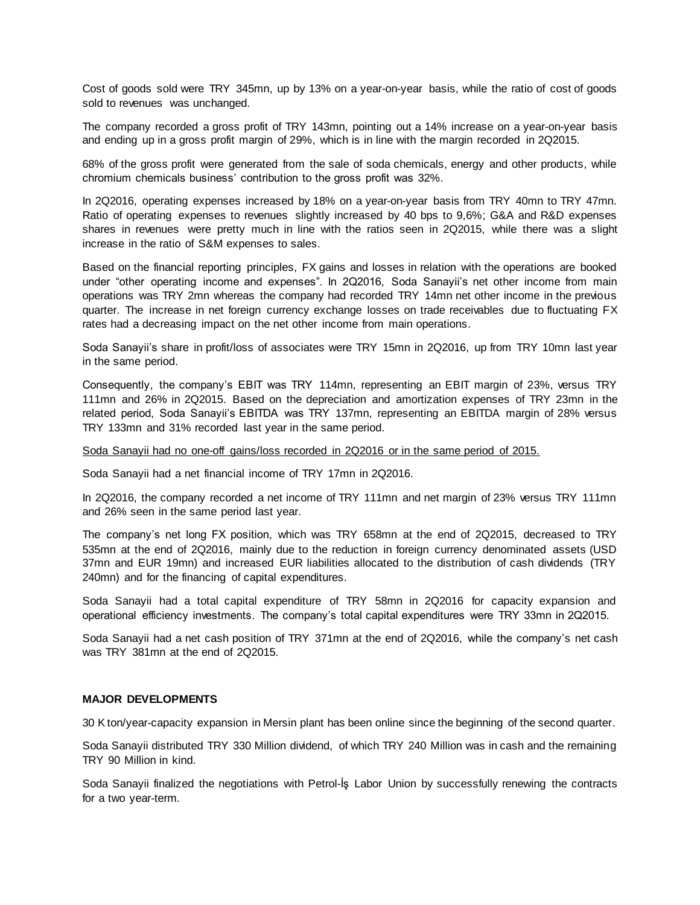Cost of goods sold were TRY 345mn, up by 13% on a year-on-year basis, while the ratio of cost of goods sold to revenues was unchanged.

The company recorded a gross profit of TRY 143mn, pointing out a 14% increase on a year-on-year basis and ending up in a gross profit margin of 29%, which is in line with the margin recorded in 2Q2015.

68% of the gross profit were generated from the sale of soda chemicals, energy and other products, while chromium chemicals business' contribution to the gross profit was 32%.

In 2Q2016, operating expenses increased by 18% on a year-on-year basis from TRY 40mn to TRY 47mn. Ratio of operating expenses to revenues slightly increased by 40 bps to 9,6%; G&A and R&D expenses shares in revenues were pretty much in line with the ratios seen in 2Q2015, while there was a slight increase in the ratio of S&M expenses to sales.

Based on the financial reporting principles, FX gains and losses in relation with the operations are booked under "other operating income and expenses". In 2Q2016, Soda Sanayii's net other income from main operations was TRY 2mn whereas the company had recorded TRY 14mn net other income in the previous quarter. The increase in net foreign currency exchange losses on trade receivables due to fluctuating FX rates had a decreasing impact on the net other income from main operations.

Soda Sanayii's share in profit/loss of associates were TRY 15mn in 2Q2016, up from TRY 10mn last year in the same period.

Consequently, the company's EBIT was TRY 114mn, representing an EBIT margin of 23%, versus TRY 111mn and 26% in 2Q2015. Based on the depreciation and amortization expenses of TRY 23mn in the related period, Soda Sanayii's EBITDA was TRY 137mn, representing an EBITDA margin of 28% versus TRY 133mn and 31% recorded last year in the same period.

<u>Soda Sanayii had no one-off gains/loss recorded in 2Q2016 or in the same period of 2015.</u>

Soda Sanayii had a net financial income of TRY 17mn in 2Q2016.

In 2Q2016, the company recorded a net income of TRY 111mn and net margin of 23% versus TRY 111mn and 26% seen in the same period last year.

The company's net long FX position, which was TRY 658mn at the end of 2Q2015, decreased to TRY 535mn at the end of 2Q2016, mainly due to the reduction in foreign currency denominated assets (USD 37mn and EUR 19mn) and increased EUR liabilities allocated to the distribution of cash dividends (TRY 240mn) and for the financing of capital expenditures.

Soda Sanayii had a total capital expenditure of TRY 58mn in 2Q2016 for capacity expansion and operational efficiency investments. The company's total capital expenditures were TRY 33mn in 2Q2015.

Soda Sanayii had a net cash position of TRY 371mn at the end of 2Q2016, while the company's net cash was TRY 381mn at the end of 2Q2015.

**MAJOR DEVELOPMENTS**

30 K ton/year-capacity expansion in Mersin plant has been online since the beginning of the second quarter.

Soda Sanayii distributed TRY 330 Million dividend, of which TRY 240 Million was in cash and the remaining TRY 90 Million in kind.

Soda Sanayii finalized the negotiations with Petrol-İş Labor Union by successfully renewing the contracts for a two year-term.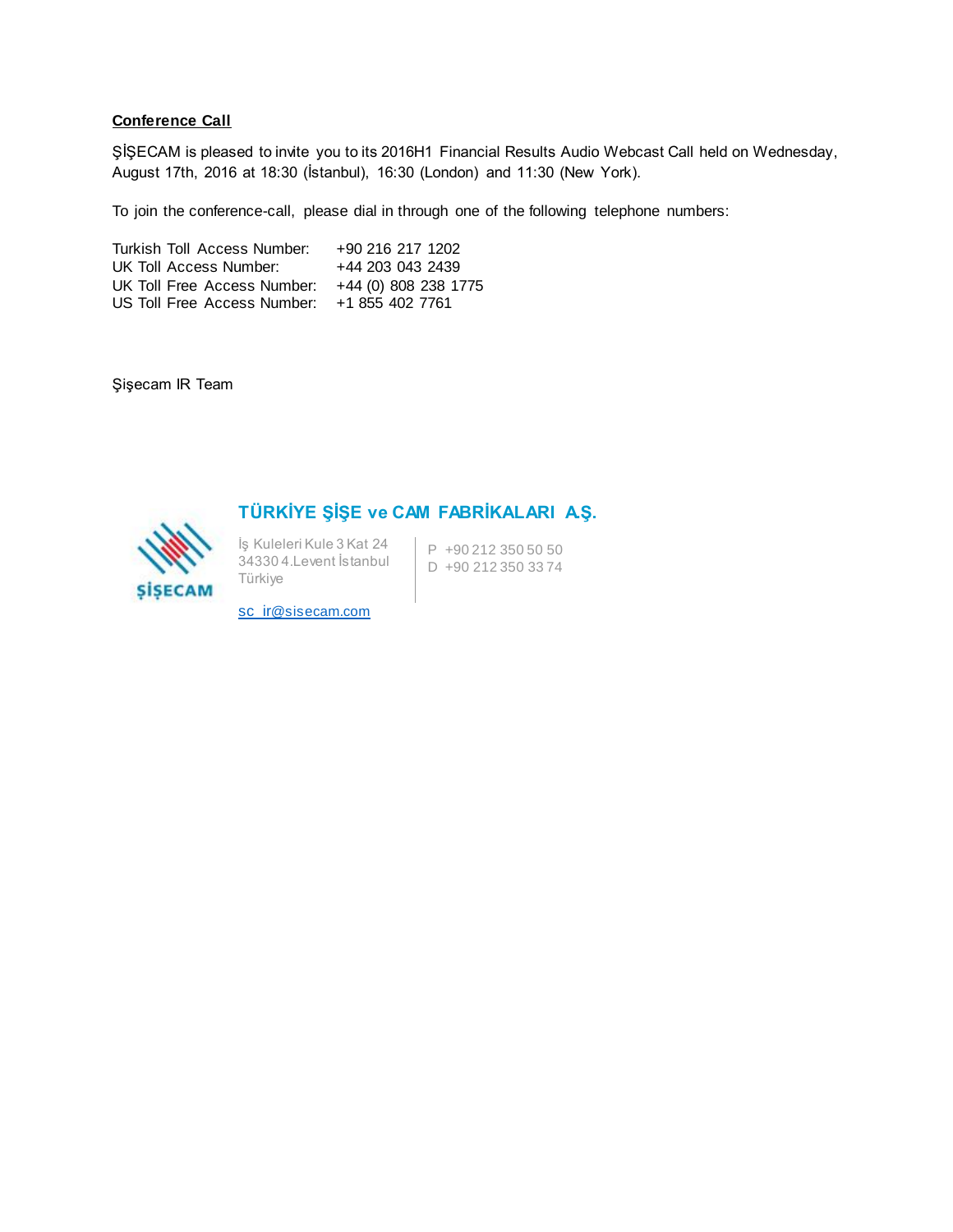**Conference Call**

ŞİŞECAM is pleased to invite you to its 2016H1 Financial Results Audio Webcast Call held on Wednesday, August 17th, 2016 at 18:30 (İstanbul), 16:30 (London) and 11:30 (New York).

To join the conference-call, please dial in through one of the following telephone numbers:

| | |
|---|---|
| Turkish Toll Access Number: | +90 216 217 1202 |
| UK Toll Access Number: | +44 203 043 2439 |
| UK Toll Free Access Number: | +44 (0) 808 238 1775 |
| US Toll Free Access Number: | +1 855 402 7761 |

Şişecam IR Team

ŞİŞECAM

**TÜRKİYE ŞİŞE ve CAM FABRİKALARI A.Ş.**

İş Kuleleri Kule 3 Kat 24
34330 4.Levent İstanbul
Türkiye

P +90 212 350 50 50
D +90 212 350 33 74

sc_ir@sisecam.com